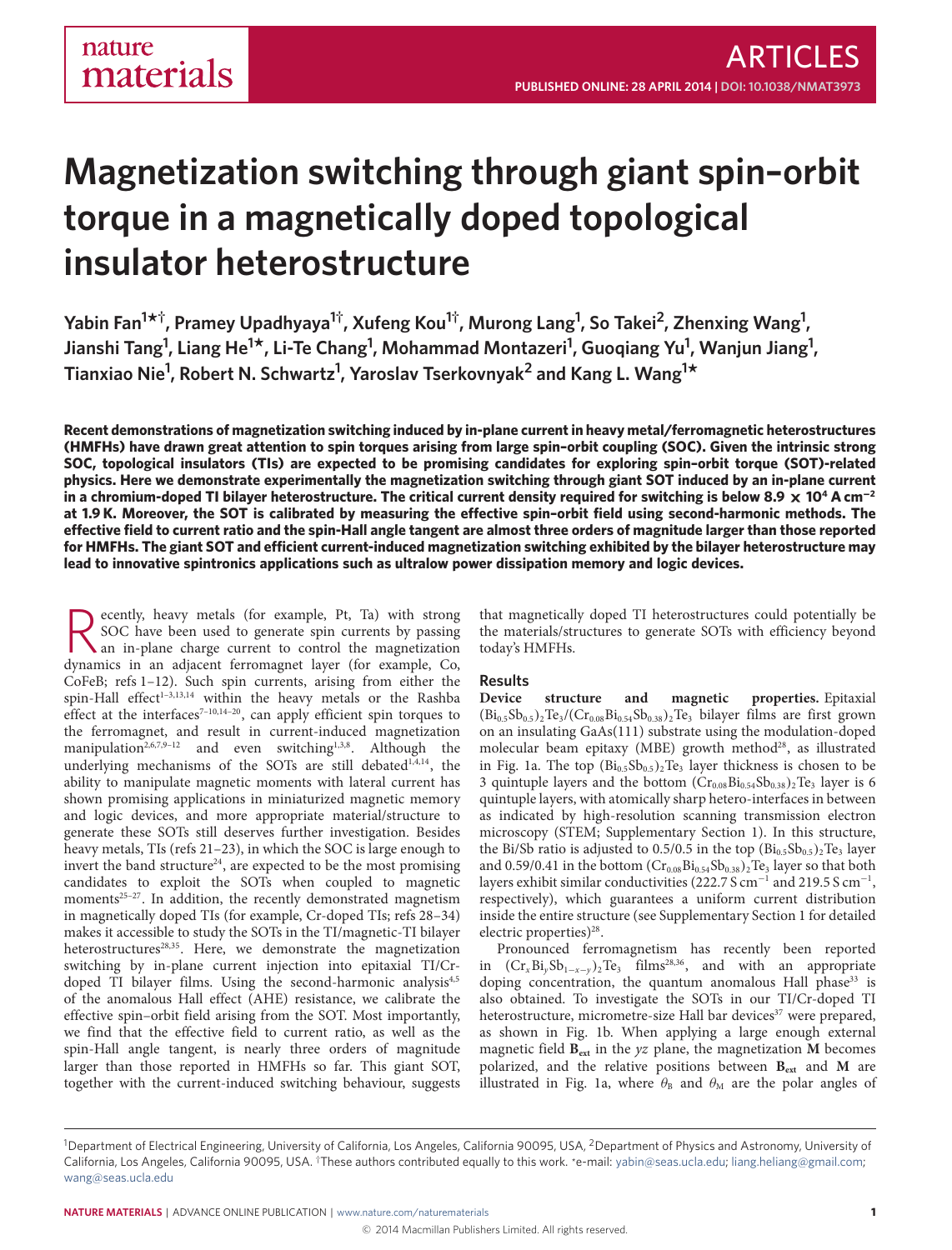# Magnetization switching through giant spin–orbit torque in a magnetically doped topological insulator heterostructure

Yabin Fan[1*†], Pramey Upadhyaya[1†], Xufeng Kou[1†], Murong Lang[1], So Takei[2], Zhenxing Wang[1], Jianshi Tang[1], Liang He[1*], Li-Te Chang[1], Mohammad Montazeri[1], Guoqiang Yu[1], Wanjun Jiang[1], Tianxiao Nie[1], Robert N. Schwartz[1], Yaroslav Tserkovnyak[2] and Kang L. Wang[1*]

**Recent demonstrations of magnetization switching induced by in-plane current in heavy metal/ferromagnetic heterostructures (HMFHs) have drawn great attention to spin torques arising from large spin–orbit coupling (SOC). Given the intrinsic strong SOC, topological insulators (TIs) are expected to be promising candidates for exploring spin–orbit torque (SOT)-related physics. Here we demonstrate experimentally the magnetization switching through giant SOT induced by an in-plane current in a chromium-doped TI bilayer heterostructure. The critical current density required for switching is below $8.9\times10^4$ A cm$^{-2}$ at 1.9 K. Moreover, the SOT is calibrated by measuring the effective spin–orbit field using second-harmonic methods. The effective field to current ratio and the spin-Hall angle tangent are almost three orders of magnitude larger than those reported for HMFHs. The giant SOT and efficient current-induced magnetization switching exhibited by the bilayer heterostructure may lead to innovative spintronics applications such as ultralow power dissipation memory and logic devices.**

Recently, heavy metals (for example, Pt, Ta) with strong SOC have been used to generate spin currents by passing an in-plane charge current to control the magnetization dynamics in an adjacent ferromagnet layer (for example, Co, CoFeB; refs 1–12). Such spin currents, arising from either the spin-Hall effect[1–3,13,14] within the heavy metals or the Rashba effect at the interfaces[7–10,14–20], can apply efficient spin torques to the ferromagnet, and result in current-induced magnetization manipulation[2,6,7,9–12] and even switching[1,3,8]. Although the underlying mechanisms of the SOTs are still debated[1,4,14], the ability to manipulate magnetic moments with lateral current has shown promising applications in miniaturized magnetic memory and logic devices, and more appropriate material/structure to generate these SOTs still deserves further investigation. Besides heavy metals, TIs (refs 21–23), in which the SOC is large enough to invert the band structure[24], are expected to be the most promising candidates to exploit the SOTs when coupled to magnetic moments[25–27]. In addition, the recently demonstrated magnetism in magnetically doped TIs (for example, Cr-doped TIs; refs 28–34) makes it accessible to study the SOTs in the TI/magnetic-TI bilayer heterostructures[28,35]. Here, we demonstrate the magnetization switching by in-plane current injection into epitaxial TI/Cr-doped TI bilayer films. Using the second-harmonic analysis[4,5] of the anomalous Hall effect (AHE) resistance, we calibrate the effective spin–orbit field arising from the SOT. Most importantly, we find that the effective field to current ratio, as well as the spin-Hall angle tangent, is nearly three orders of magnitude larger than those reported in HMFHs so far. This giant SOT, together with the current-induced switching behaviour, suggests that magnetically doped TI heterostructures could potentially be the materials/structures to generate SOTs with efficiency beyond today's HMFHs.

## Results

**Device structure and magnetic properties.** Epitaxial $(Bi_{0.5}Sb_{0.5})_2Te_3/(Cr_{0.08}Bi_{0.54}Sb_{0.38})_2Te_3$ bilayer films are first grown on an insulating GaAs(111) substrate using the modulation-doped molecular beam epitaxy (MBE) growth method[28], as illustrated in Fig. 1a. The top $(Bi_{0.5}Sb_{0.5})_2Te_3$ layer thickness is chosen to be 3 quintuple layers and the bottom $(Cr_{0.08}Bi_{0.54}Sb_{0.38})_2Te_3$ layer is 6 quintuple layers, with atomically sharp hetero-interfaces in between as indicated by high-resolution scanning transmission electron microscopy (STEM; Supplementary Section 1). In this structure, the Bi/Sb ratio is adjusted to 0.5/0.5 in the top $(Bi_{0.5}Sb_{0.5})_2Te_3$ layer and 0.59/0.41 in the bottom $(Cr_{0.08}Bi_{0.54}Sb_{0.38})_2Te_3$ layer so that both layers exhibit similar conductivities (222.7 S cm$^{-1}$ and 219.5 S cm$^{-1}$, respectively), which guarantees a uniform current distribution inside the entire structure (see Supplementary Section 1 for detailed electric properties)[28].

Pronounced ferromagnetism has recently been reported in $(Cr_xBi_ySb_{1-x-y})_2Te_3$ films[28,36], and with an appropriate doping concentration, the quantum anomalous Hall phase[33] is also obtained. To investigate the SOTs in our TI/Cr-doped TI heterostructure, micrometre-size Hall bar devices[37] were prepared, as shown in Fig. 1b. When applying a large enough external magnetic field $\mathbf{B_{ext}}$ in the $yz$ plane, the magnetization $\mathbf{M}$ becomes polarized, and the relative positions between $\mathbf{B_{ext}}$ and $\mathbf{M}$ are illustrated in Fig. 1a, where $\theta_B$ and $\theta_M$ are the polar angles of

[1]Department of Electrical Engineering, University of California, Los Angeles, California 90095, USA, [2]Department of Physics and Astronomy, University of California, Los Angeles, California 90095, USA. †These authors contributed equally to this work. *e-mail: yabin@seas.ucla.edu; liang.heliang@gmail.com; wang@seas.ucla.edu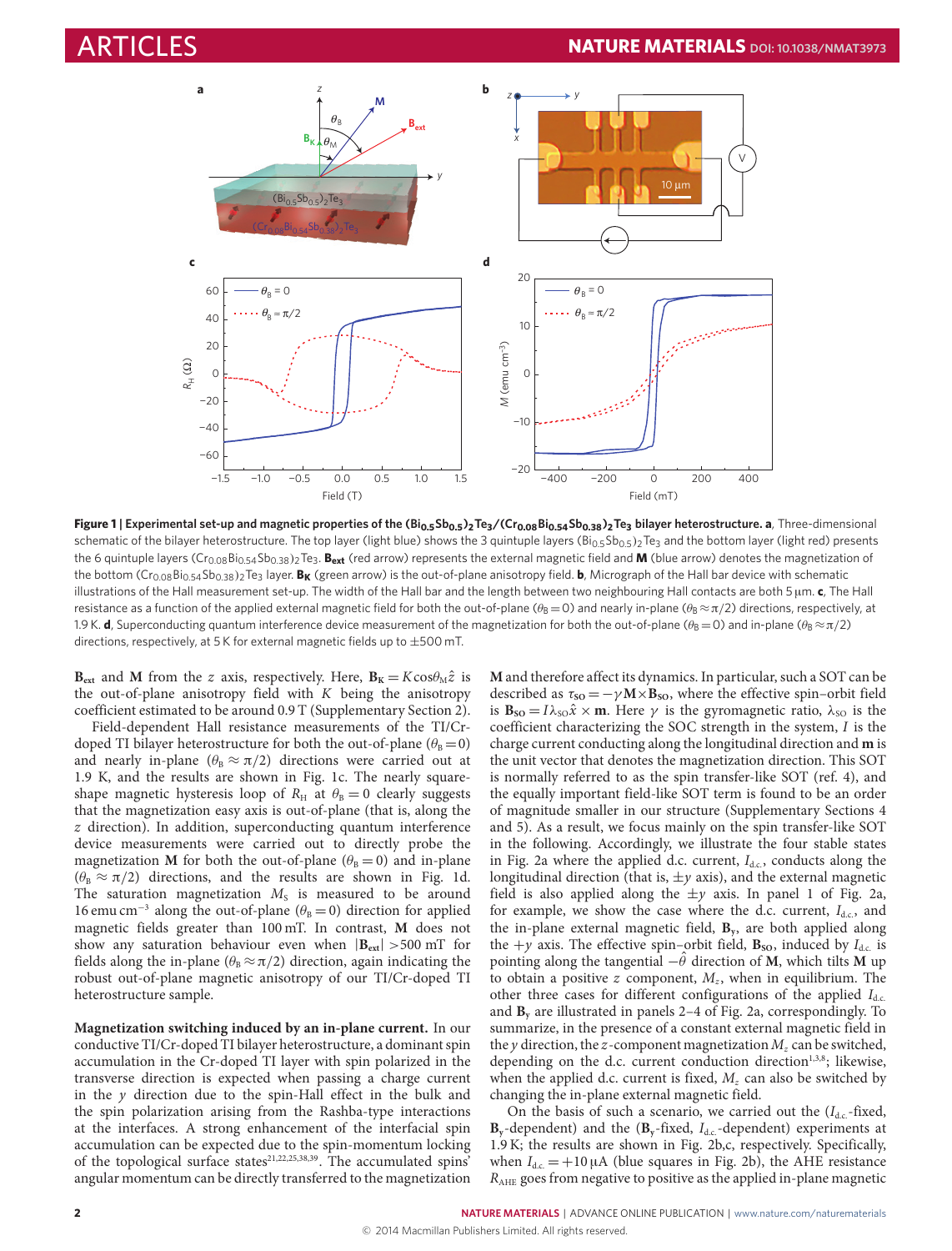**Figure 1 | Experimental set-up and magnetic properties of the $(Bi_{0.5}Sb_{0.5})_2Te_3$/$(Cr_{0.08}Bi_{0.54}Sb_{0.38})_2Te_3$ bilayer heterostructure. a**, Three-dimensional schematic of the bilayer heterostructure. The top layer (light blue) shows the 3 quintuple layers $(Bi_{0.5}Sb_{0.5})_2Te_3$ and the bottom layer (light red) presents the 6 quintuple layers $(Cr_{0.08}Bi_{0.54}Sb_{0.38})_2Te_3$. $\mathbf{B_{ext}}$ (red arrow) represents the external magnetic field and **M** (blue arrow) denotes the magnetization of the bottom $(Cr_{0.08}Bi_{0.54}Sb_{0.38})_2Te_3$ layer. $\mathbf{B_K}$ (green arrow) is the out-of-plane anisotropy field. **b**, Micrograph of the Hall bar device with schematic illustrations of the Hall measurement set-up. The width of the Hall bar and the length between two neighbouring Hall contacts are both 5 µm. **c**, The Hall resistance as a function of the applied external magnetic field for both the out-of-plane ($\theta_B = 0$) and nearly in-plane ($\theta_B \approx \pi/2$) directions, respectively, at 1.9 K. **d**, Superconducting quantum interference device measurement of the magnetization for both the out-of-plane ($\theta_B = 0$) and in-plane ($\theta_B \approx \pi/2$) directions, respectively, at 5 K for external magnetic fields up to ±500 mT.

$\mathbf{B}_{ext}$ and **M** from the $z$ axis, respectively. Here, $\mathbf{B_K} = K\cos\theta_M\hat{z}$ is the out-of-plane anisotropy field with $K$ being the anisotropy coefficient estimated to be around 0.9 T (Supplementary Section 2).

Field-dependent Hall resistance measurements of the TI/Cr-doped TI bilayer heterostructure for both the out-of-plane ($\theta_B = 0$) and nearly in-plane ($\theta_B \approx \pi/2$) directions were carried out at 1.9 K, and the results are shown in Fig. 1c. The nearly square-shape magnetic hysteresis loop of $R_H$ at $\theta_B = 0$ clearly suggests that the magnetization easy axis is out-of-plane (that is, along the $z$ direction). In addition, superconducting quantum interference device measurements were carried out to directly probe the magnetization **M** for both the out-of-plane ($\theta_B = 0$) and in-plane ($\theta_B \approx \pi/2$) directions, and the results are shown in Fig. 1d. The saturation magnetization $M_S$ is measured to be around 16 emu cm$^{-3}$ along the out-of-plane ($\theta_B = 0$) direction for applied magnetic fields greater than 100 mT. In contrast, **M** does not show any saturation behaviour even when $|\mathbf{B}_{ext}| > 500$ mT for fields along the in-plane ($\theta_B \approx \pi/2$) direction, again indicating the robust out-of-plane magnetic anisotropy of our TI/Cr-doped TI heterostructure sample.

**Magnetization switching induced by an in-plane current.** In our conductive TI/Cr-doped TI bilayer heterostructure, a dominant spin accumulation in the Cr-doped TI layer with spin polarized in the transverse direction is expected when passing a charge current in the $y$ direction due to the spin-Hall effect in the bulk and the spin polarization arising from the Rashba-type interactions at the interfaces. A strong enhancement of the interfacial spin accumulation can be expected due to the spin-momentum locking of the topological surface states[21,22,25,38,39]. The accumulated spins' angular momentum can be directly transferred to the magnetization **M** and therefore affect its dynamics. In particular, such a SOT can be described as $\tau_{SO} = -\gamma\mathbf{M}\times\mathbf{B_{SO}}$, where the effective spin–orbit field is $\mathbf{B_{SO}} = I\lambda_{SO}\hat{x}\times\mathbf{m}$. Here $\gamma$ is the gyromagnetic ratio, $\lambda_{SO}$ is the coefficient characterizing the SOC strength in the system, $I$ is the charge current conducting along the longitudinal direction and **m** is the unit vector that denotes the magnetization direction. This SOT is normally referred to as the spin transfer-like SOT (ref. 4), and the equally important field-like SOT term is found to be an order of magnitude smaller in our structure (Supplementary Sections 4 and 5). As a result, we focus mainly on the spin transfer-like SOT in the following. Accordingly, we illustrate the four stable states in Fig. 2a where the applied d.c. current, $I_{d.c.}$, conducts along the longitudinal direction (that is, $\pm y$ axis), and the external magnetic field is also applied along the $\pm y$ axis. In panel 1 of Fig. 2a, for example, we show the case where the d.c. current, $I_{d.c.}$, and the in-plane external magnetic field, $\mathbf{B}_y$, are both applied along the $+y$ axis. The effective spin–orbit field, $\mathbf{B_{SO}}$, induced by $I_{d.c.}$ is pointing along the tangential $-\hat{\theta}$ direction of **M**, which tilts **M** up to obtain a positive $z$ component, $M_z$, when in equilibrium. The other three cases for different configurations of the applied $I_{d.c.}$ and $\mathbf{B}_y$ are illustrated in panels 2–4 of Fig. 2a, correspondingly. To summarize, in the presence of a constant external magnetic field in the $y$ direction, the $z$-component magnetization $M_z$ can be switched, depending on the d.c. current conduction direction[1,3,8]; likewise, when the applied d.c. current is fixed, $M_z$ can also be switched by changing the in-plane external magnetic field.

On the basis of such a scenario, we carried out the ($I_{d.c.}$-fixed, $\mathbf{B}_y$-dependent) and the ($\mathbf{B}_y$-fixed, $I_{d.c.}$-dependent) experiments at 1.9 K; the results are shown in Fig. 2b,c, respectively. Specifically, when $I_{d.c.} = +10$ µA (blue squares in Fig. 2b), the AHE resistance $R_{AHE}$ goes from negative to positive as the applied in-plane magnetic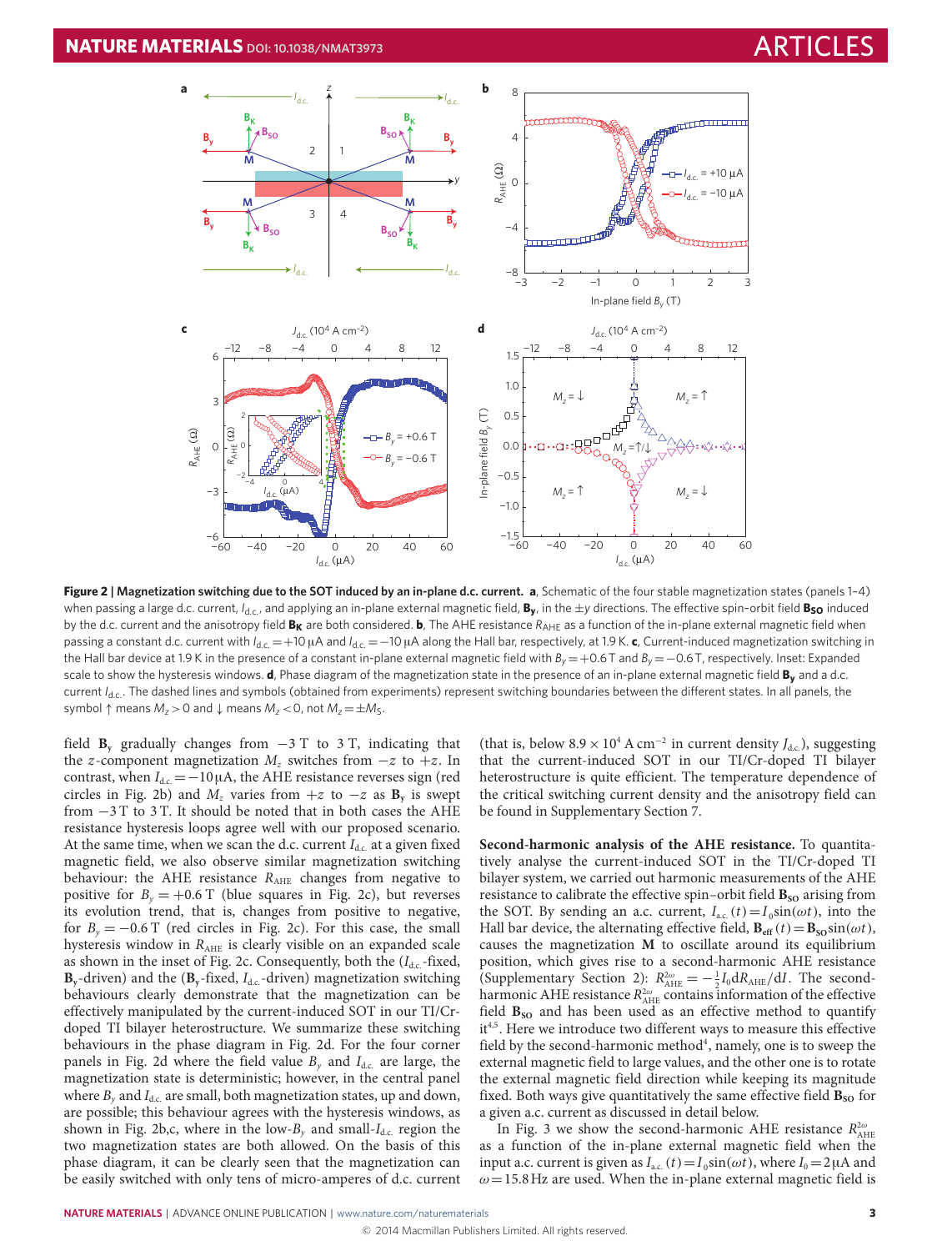**Figure 2 | Magnetization switching due to the SOT induced by an in-plane d.c. current.** **a**, Schematic of the four stable magnetization states (panels 1–4) when passing a large d.c. current, $I_{d.c.}$, and applying an in-plane external magnetic field, $\mathbf{B_y}$, in the $\pm y$ directions. The effective spin–orbit field $\mathbf{B_{SO}}$ induced by the d.c. current and the anisotropy field $\mathbf{B_K}$ are both considered. **b**, The AHE resistance $R_{AHE}$ as a function of the in-plane external magnetic field when passing a constant d.c. current with $I_{d.c.} = +10\,\mu A$ and $I_{d.c.} = -10\,\mu A$ along the Hall bar, respectively, at 1.9 K. **c**, Current-induced magnetization switching in the Hall bar device at 1.9 K in the presence of a constant in-plane external magnetic field with $B_y = +0.6\,T$ and $B_y = -0.6\,T$, respectively. Inset: Expanded scale to show the hysteresis windows. **d**, Phase diagram of the magnetization state in the presence of an in-plane external magnetic field $\mathbf{B_y}$ and a d.c. current $I_{d.c.}$. The dashed lines and symbols (obtained from experiments) represent switching boundaries between the different states. In all panels, the symbol ↑ means $M_z > 0$ and ↓ means $M_z < 0$, not $M_z = \pm M_S$.

field $\mathbf{B_y}$ gradually changes from $-3\,T$ to $3\,T$, indicating that the $z$-component magnetization $M_z$ switches from $-z$ to $+z$. In contrast, when $I_{d.c.} = -10\,\mu A$, the AHE resistance reverses sign (red circles in Fig. 2b) and $M_z$ varies from $+z$ to $-z$ as $\mathbf{B_y}$ is swept from $-3\,T$ to $3\,T$. It should be noted that in both cases the AHE resistance hysteresis loops agree well with our proposed scenario. At the same time, when we scan the d.c. current $I_{d.c.}$ at a given fixed magnetic field, we also observe similar magnetization switching behaviour: the AHE resistance $R_{AHE}$ changes from negative to positive for $B_y = +0.6\,T$ (blue squares in Fig. 2c), but reverses its evolution trend, that is, changes from positive to negative, for $B_y = -0.6\,T$ (red circles in Fig. 2c). For this case, the small hysteresis window in $R_{AHE}$ is clearly visible on an expanded scale as shown in the inset of Fig. 2c. Consequently, both the ($I_{d.c.}$-fixed, $\mathbf{B_y}$-driven) and the ($\mathbf{B_y}$-fixed, $I_{d.c.}$-driven) magnetization switching behaviours clearly demonstrate that the magnetization can be effectively manipulated by the current-induced SOT in our TI/Cr-doped TI bilayer heterostructure. We summarize these switching behaviours in the phase diagram in Fig. 2d. For the four corner panels in Fig. 2d where the field value $B_y$ and $I_{d.c.}$ are large, the magnetization state is deterministic; however, in the central panel where $B_y$ and $I_{d.c.}$ are small, both magnetization states, up and down, are possible; this behaviour agrees with the hysteresis windows, as shown in Fig. 2b,c, where in the low-$B_y$ and small-$I_{d.c.}$ region the two magnetization states are both allowed. On the basis of this phase diagram, it can be clearly seen that the magnetization can be easily switched with only tens of micro-amperes of d.c. current (that is, below $8.9 \times 10^4\,A\,cm^{-2}$ in current density $J_{d.c.}$), suggesting that the current-induced SOT in our TI/Cr-doped TI bilayer heterostructure is quite efficient. The temperature dependence of the critical switching current density and the anisotropy field can be found in Supplementary Section 7.

**Second-harmonic analysis of the AHE resistance.** To quantitatively analyse the current-induced SOT in the TI/Cr-doped TI bilayer system, we carried out harmonic measurements of the AHE resistance to calibrate the effective spin–orbit field $\mathbf{B_{SO}}$ arising from the SOT. By sending an a.c. current, $I_{a.c.}(t) = I_0 \sin(\omega t)$, into the Hall bar device, the alternating effective field, $\mathbf{B_{eff}}(t) = \mathbf{B_{SO}} \sin(\omega t)$, causes the magnetization $\mathbf{M}$ to oscillate around its equilibrium position, which gives rise to a second-harmonic AHE resistance (Supplementary Section 2): $R_{AHE}^{2\omega} = -\frac{1}{2} I_0 \mathrm{d}R_{AHE}/\mathrm{d}I$. The second-harmonic AHE resistance $R_{AHE}^{2\omega}$ contains information of the effective field $\mathbf{B_{SO}}$ and has been used as an effective method to quantify it[4,5]. Here we introduce two different ways to measure this effective field by the second-harmonic method[4], namely, one is to sweep the external magnetic field to large values, and the other one is to rotate the external magnetic field direction while keeping its magnitude fixed. Both ways give quantitatively the same effective field $\mathbf{B_{SO}}$ for a given a.c. current as discussed in detail below.

In Fig. 3 we show the second-harmonic AHE resistance $R_{AHE}^{2\omega}$ as a function of the in-plane external magnetic field when the input a.c. current is given as $I_{a.c.}(t) = I_0 \sin(\omega t)$, where $I_0 = 2\,\mu A$ and $\omega = 15.8\,Hz$ are used. When the in-plane external magnetic field is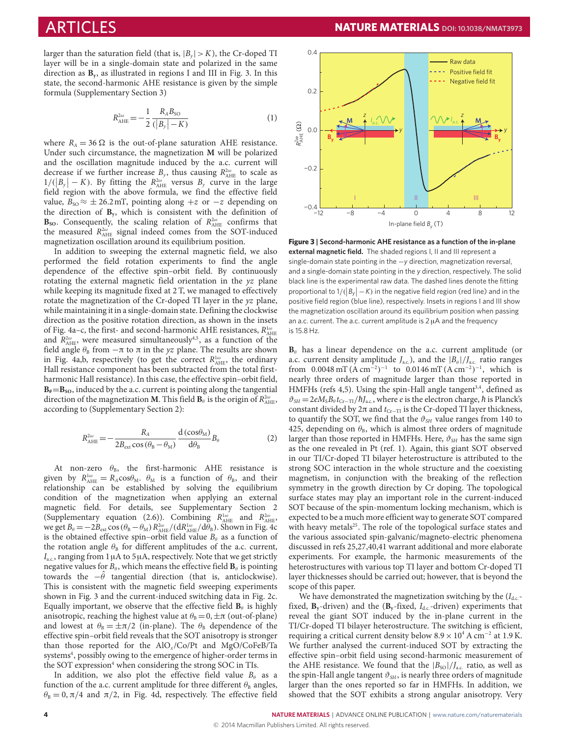larger than the saturation field (that is, $|B_y| > K$), the Cr-doped TI layer will be in a single-domain state and polarized in the same direction as $\mathbf{B}_y$, as illustrated in regions I and III in Fig. 3. In this state, the second-harmonic AHE resistance is given by the simple formula (Supplementary Section 3)

$$R_{\rm AHE}^{2\omega} = -\frac{1}{2}\frac{R_A B_{\rm SO}}{(|B_y| - K)} \tag{1}$$

where $R_A = 36\ \Omega$ is the out-of-plane saturation AHE resistance. Under such circumstance, the magnetization $\mathbf{M}$ will be polarized and the oscillation magnitude induced by the a.c. current will decrease if we further increase $B_y$, thus causing $R_{\rm AHE}^{2\omega}$ to scale as $1/(|B_y| - K)$. By fitting the $R_{\rm AHE}^{2\omega}$ versus $B_y$ curve in the large field region with the above formula, we find the effective field value, $B_{\rm SO} \approx \pm 26.2$ mT, pointing along $+z$ or $-z$ depending on the direction of $\mathbf{B}_y$, which is consistent with the definition of $\mathbf{B}_{\rm SO}$. Consequently, the scaling relation of $R_{\rm AHE}^{2\omega}$ confirms that the measured $R_{\rm AHE}^{2\omega}$ signal indeed comes from the SOT-induced magnetization oscillation around its equilibrium position.

In addition to sweeping the external magnetic field, we also performed the field rotation experiments to find the angle dependence of the effective spin–orbit field. By continuously rotating the external magnetic field orientation in the $yz$ plane while keeping its magnitude fixed at 2 T, we managed to effectively rotate the magnetization of the Cr-doped TI layer in the $yz$ plane, while maintaining it in a single-domain state. Defining the clockwise direction as the positive rotation direction, as shown in the insets of Fig. 4a–c, the first- and second-harmonic AHE resistances, $R_{\rm AHE}^{1\omega}$ and $R_{\rm AHE}^{2\omega}$, were measured simultaneously[4,5], as a function of the field angle $\theta_{\rm B}$ from $-\pi$ to $\pi$ in the $yz$ plane. The results are shown in Fig. 4a,b, respectively (to get the correct $R_{\rm AHE}^{1\omega}$, the ordinary Hall resistance component has been subtracted from the total first-harmonic Hall resistance). In this case, the effective spin–orbit field, $\mathbf{B}_\theta = \mathbf{B}_{\rm SO}$, induced by the a.c. current is pointing along the tangential direction of the magnetization $\mathbf{M}$. This field $\mathbf{B}_\theta$ is the origin of $R_{\rm AHE}^{2\omega}$, according to (Supplementary Section 2):

$$R_{\rm AHE}^{2\omega} = -\frac{R_A}{2B_{\rm ext}\cos(\theta_{\rm B} - \theta_{\rm M})}\frac{{\rm d}(\cos\theta_{\rm M})}{{\rm d}\theta_{\rm B}}B_\theta \tag{2}$$

At non-zero $\theta_{\rm B}$, the first-harmonic AHE resistance is given by $R_{\rm AHE}^{1\omega} = R_A\cos\theta_{\rm M}$. $\theta_{\rm M}$ is a function of $\theta_{\rm B}$, and their relationship can be established by solving the equilibrium condition of the magnetization when applying an external magnetic field. For details, see Supplementary Section 2 (Supplementary equation (2.6)). Combining $R_{\rm AHE}^{1\omega}$ and $R_{\rm AHE}^{2\omega}$, we get $B_\theta = -2B_{\rm ext}\cos(\theta_{\rm B} - \theta_{\rm M})R_{\rm AHE}^{2\omega}/({\rm d}R_{\rm AHE}^{1\omega}/{\rm d}\theta_{\rm B})$. Shown in Fig. 4c is the obtained effective spin–orbit field value $B_\theta$ as a function of the rotation angle $\theta_{\rm B}$ for different amplitudes of the a.c. current, $I_{\rm a.c.}$, ranging from 1 μA to 5 μA, respectively. Note that we get strictly negative values for $B_\theta$, which means the effective field $\mathbf{B}_\theta$ is pointing towards the $-\hat{\theta}$ tangential direction (that is, anticlockwise). This is consistent with the magnetic field sweeping experiments shown in Fig. 3 and the current-induced switching data in Fig. 2c. Equally important, we observe that the effective field $\mathbf{B}_\theta$ is highly anisotropic, reaching the highest value at $\theta_{\rm B} = 0, \pm\pi$ (out-of-plane) and lowest at $\theta_{\rm B} = \pm\pi/2$ (in-plane). The $\theta_{\rm B}$ dependence of the effective spin–orbit field reveals that the SOT anisotropy is stronger than those reported for the $AlO_x$/Co/Pt and MgO/CoFeB/Ta systems[4], possibly owing to the emergence of higher-order terms in the SOT expression[4] when considering the strong SOC in TIs.

In addition, we also plot the effective field value $B_\theta$ as a function of the a.c. current amplitude for three different $\theta_{\rm B}$ angles, $\theta_{\rm B} = 0, \pi/4$ and $\pi/2$, in Fig. 4d, respectively. The effective field $\mathbf{B}_\theta$ has a linear dependence on the a.c. current amplitude (or a.c. current density amplitude $J_{\rm a.c.}$), and the $|B_\theta|/J_{\rm a.c.}$ ratio ranges from 0.0048 mT (A cm$^{-2}$)$^{-1}$ to 0.0146 mT (A cm$^{-2}$)$^{-1}$, which is nearly three orders of magnitude larger than those reported in HMFHs (refs 4,5). Using the spin-Hall angle tangent[3,4], defined as $\vartheta_{SH} = 2eM_{\rm S}B_\theta t_{\rm Cr-TI}/\hbar J_{\rm a.c.}$, where $e$ is the electron charge, $\hbar$ is Planck's constant divided by $2\pi$ and $t_{\rm Cr-TI}$ is the Cr-doped TI layer thickness, to quantify the SOT, we find that the $\vartheta_{SH}$ value ranges from 140 to 425, depending on $\theta_{\rm B}$, which is almost three orders of magnitude larger than those reported in HMFHs. Here, $\vartheta_{SH}$ has the same sign as the one revealed in Pt (ref. 1). Again, this giant SOT observed in our TI/Cr-doped TI bilayer heterostructure is attributed to the strong SOC interaction in the whole structure and the coexisting magnetism, in conjunction with the breaking of the reflection symmetry in the growth direction by Cr doping. The topological surface states may play an important role in the current-induced SOT because of the spin-momentum locking mechanism, which is expected to be a much more efficient way to generate SOT compared with heavy metals[25]. The role of the topological surface states and the various associated spin-galvanic/magneto-electric phenomena discussed in refs 25,27,40,41 warrant additional and more elaborate experiments. For example, the harmonic measurements of the heterostructures with various top TI layer and bottom Cr-doped TI layer thicknesses should be carried out; however, that is beyond the scope of this paper.

We have demonstrated the magnetization switching by the ($I_{\rm d.c.}$-fixed, $\mathbf{B}_y$-driven) and the ($\mathbf{B}_y$-fixed, $I_{\rm d.c.}$-driven) experiments that reveal the giant SOT induced by the in-plane current in the TI/Cr-doped TI bilayer heterostructure. The switching is efficient, requiring a critical current density below $8.9 \times 10^4$ A cm$^{-2}$ at 1.9 K. We further analysed the current-induced SOT by extracting the effective spin–orbit field using second-harmonic measurement of the AHE resistance. We found that the $|B_{\rm SO}|/J_{\rm a.c.}$ ratio, as well as the spin-Hall angle tangent $\vartheta_{SH}$, is nearly three orders of magnitude larger than the ones reported so far in HMFHs. In addition, we showed that the SOT exhibits a strong angular anisotropy. Very

**Figure 3 | Second-harmonic AHE resistance as a function of the in-plane external magnetic field.** The shaded regions I, II and III represent a single-domain state pointing in the $-y$ direction, magnetization reversal, and a single-domain state pointing in the $y$ direction, respectively. The solid black line is the experimental raw data. The dashed lines denote the fitting proportional to $1/(|B_y| - K)$ in the negative field region (red line) and in the positive field region (blue line), respectively. Insets in regions I and III show the magnetization oscillation around its equilibrium position when passing an a.c. current. The a.c. current amplitude is 2 μA and the frequency is 15.8 Hz.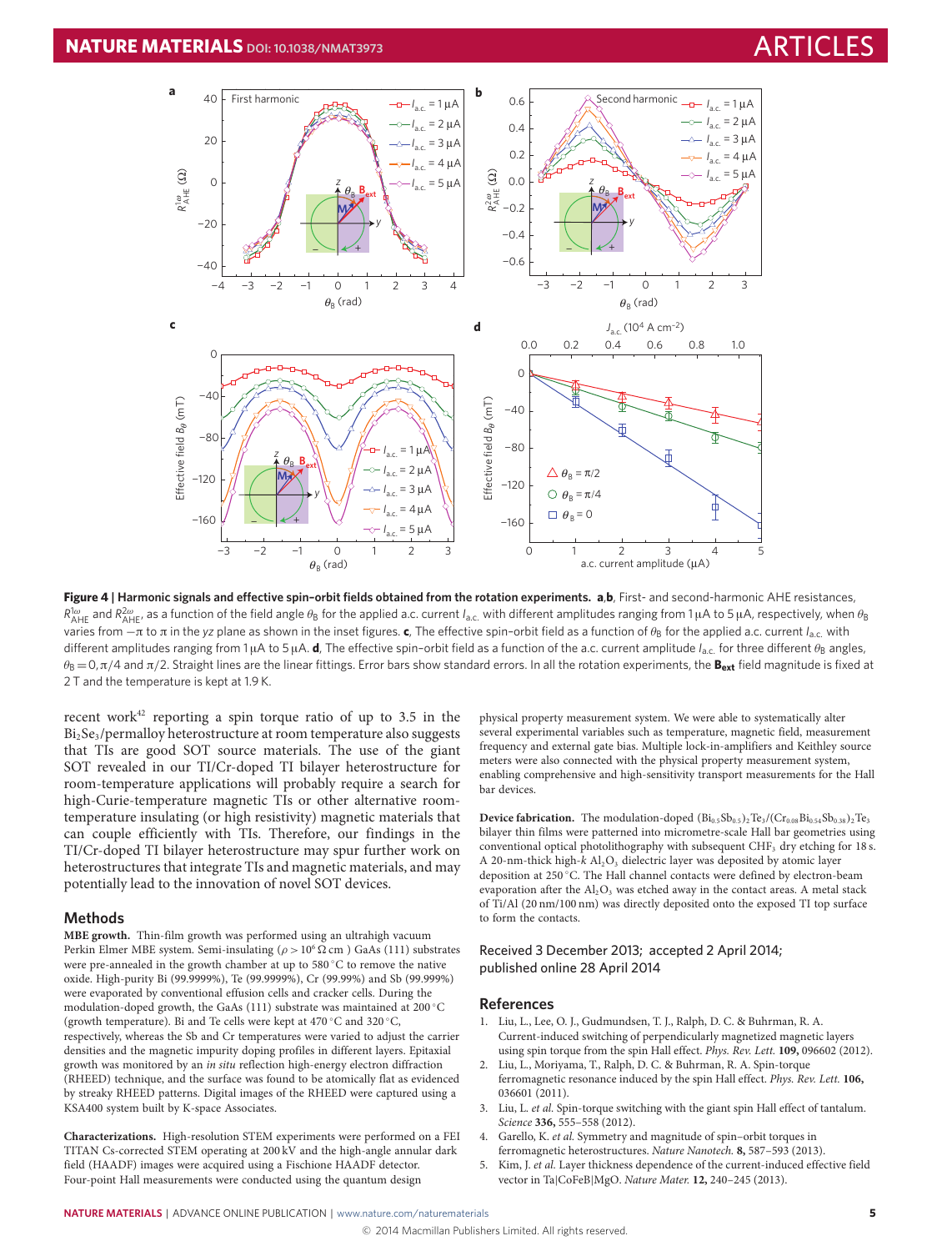**Figure 4 | Harmonic signals and effective spin–orbit fields obtained from the rotation experiments.** **a**,**b**, First- and second-harmonic AHE resistances, $R_{AHE}^{1\omega}$ and $R_{AHE}^{2\omega}$, as a function of the field angle $\theta_B$ for the applied a.c. current $I_{a.c.}$ with different amplitudes ranging from 1 μA to 5 μA, respectively, when $\theta_B$ varies from $-\pi$ to $\pi$ in the $yz$ plane as shown in the inset figures. **c**, The effective spin–orbit field as a function of $\theta_B$ for the applied a.c. current $I_{a.c.}$ with different amplitudes ranging from 1 μA to 5 μA. **d**, The effective spin–orbit field as a function of the a.c. current amplitude $I_{a.c.}$ for three different $\theta_B$ angles, $\theta_B = 0, \pi/4$ and $\pi/2$. Straight lines are the linear fittings. Error bars show standard errors. In all the rotation experiments, the $\mathbf{B_{ext}}$ field magnitude is fixed at 2 T and the temperature is kept at 1.9 K.

recent work[42] reporting a spin torque ratio of up to 3.5 in the $Bi_2Se_3$/permalloy heterostructure at room temperature also suggests that TIs are good SOT source materials. The use of the giant SOT revealed in our TI/Cr-doped TI bilayer heterostructure for room-temperature applications will probably require a search for high-Curie-temperature magnetic TIs or other alternative room-temperature insulating (or high resistivity) magnetic materials that can couple efficiently with TIs. Therefore, our findings in the TI/Cr-doped TI bilayer heterostructure may spur further work on heterostructures that integrate TIs and magnetic materials, and may potentially lead to the innovation of novel SOT devices.

## Methods

**MBE growth.** Thin-film growth was performed using an ultrahigh vacuum Perkin Elmer MBE system. Semi-insulating ($\rho > 10^6\,\Omega$ cm) GaAs (111) substrates were pre-annealed in the growth chamber at up to 580 °C to remove the native oxide. High-purity Bi (99.9999%), Te (99.9999%), Cr (99.99%) and Sb (99.9999%) were evaporated by conventional effusion cells and cracker cells. During the modulation-doped growth, the GaAs (111) substrate was maintained at 200 °C (growth temperature). Bi and Te cells were kept at 470 °C and 320 °C, respectively, whereas the Sb and Cr temperatures were varied to adjust the carrier densities and the magnetic impurity doping profiles in different layers. Epitaxial growth was monitored by an *in situ* reflection high-energy electron diffraction (RHEED) technique, and the surface was found to be atomically flat as evidenced by streaky RHEED patterns. Digital images of the RHEED were captured using a KSA400 system built by K-space Associates.

**Characterizations.** High-resolution STEM experiments were performed on a FEI TITAN Cs-corrected STEM operating at 200 kV and the high-angle annular dark field (HAADF) images were acquired using a Fischione HAADF detector. Four-point Hall measurements were conducted using the quantum design physical property measurement system. We were able to systematically alter several experimental variables such as temperature, magnetic field, measurement frequency and external gate bias. Multiple lock-in-amplifiers and Keithley source meters were also connected with the physical property measurement system, enabling comprehensive and high-sensitivity transport measurements for the Hall bar devices.

**Device fabrication.** The modulation-doped $(Bi_{0.5}Sb_{0.5})_2Te_3/(Cr_{0.08}Bi_{0.54}Sb_{0.38})_2Te_3$ bilayer thin films were patterned into micrometre-scale Hall bar geometries using conventional photolithography with subsequent $CHF_3$ dry etching for 18 s. A 20-nm-thick high-$k$ $Al_2O_3$ dielectric layer was deposited by atomic layer deposition at 250 °C. The Hall channel contacts were defined by electron-beam evaporation after the $Al_2O_3$ was etched away in the contact areas. A metal stack of Ti/Al (20 nm/100 nm) was directly deposited onto the exposed TI top surface to form the contacts.

Received 3 December 2013; accepted 2 April 2014; published online 28 April 2014

## References

1. Liu, L., Lee, O. J., Gudmundsen, T. J., Ralph, D. C. & Buhrman, R. A. Current-induced switching of perpendicularly magnetized magnetic layers using spin torque from the spin Hall effect. *Phys. Rev. Lett.* **109,** 096602 (2012).
2. Liu, L., Moriyama, T., Ralph, D. C. & Buhrman, R. A. Spin-torque ferromagnetic resonance induced by the spin Hall effect. *Phys. Rev. Lett.* **106,** 036601 (2011).
3. Liu, L. *et al.* Spin-torque switching with the giant spin Hall effect of tantalum. *Science* **336,** 555–558 (2012).
4. Garello, K. *et al.* Symmetry and magnitude of spin–orbit torques in ferromagnetic heterostructures. *Nature Nanotech.* **8,** 587–593 (2013).
5. Kim, J. *et al.* Layer thickness dependence of the current-induced effective field vector in Ta|CoFeB|MgO. *Nature Mater.* **12,** 240–245 (2013).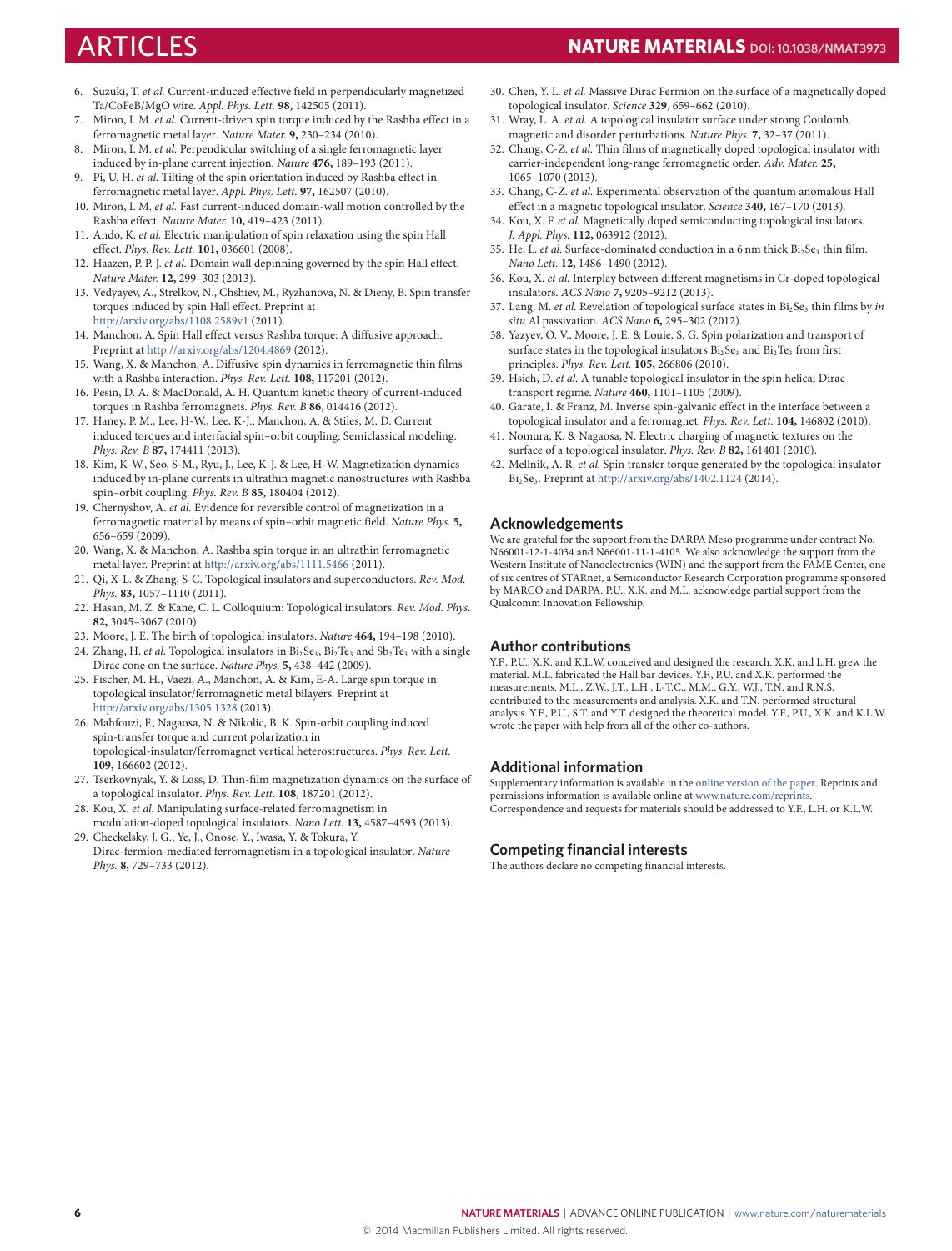6. Suzuki, T. *et al.* Current-induced effective field in perpendicularly magnetized Ta/CoFeB/MgO wire. *Appl. Phys. Lett.* **98,** 142505 (2011).
7. Miron, I. M. *et al.* Current-driven spin torque induced by the Rashba effect in a ferromagnetic metal layer. *Nature Mater.* **9,** 230–234 (2010).
8. Miron, I. M. *et al.* Perpendicular switching of a single ferromagnetic layer induced by in-plane current injection. *Nature* **476,** 189–193 (2011).
9. Pi, U. H. *et al.* Tilting of the spin orientation induced by Rashba effect in ferromagnetic metal layer. *Appl. Phys. Lett.* **97,** 162507 (2010).
10. Miron, I. M. *et al.* Fast current-induced domain-wall motion controlled by the Rashba effect. *Nature Mater.* **10,** 419–423 (2011).
11. Ando, K. *et al.* Electric manipulation of spin relaxation using the spin Hall effect. *Phys. Rev. Lett.* **101,** 036601 (2008).
12. Haazen, P. P. J. *et al.* Domain wall depinning governed by the spin Hall effect. *Nature Mater.* **12,** 299–303 (2013).
13. Vedyayev, A., Strelkov, N., Chshiev, M., Ryzhanova, N. & Dieny, B. Spin transfer torques induced by spin Hall effect. Preprint at http://arxiv.org/abs/1108.2589v1 (2011).
14. Manchon, A. Spin Hall effect versus Rashba torque: A diffusive approach. Preprint at http://arxiv.org/abs/1204.4869 (2012).
15. Wang, X. & Manchon, A. Diffusive spin dynamics in ferromagnetic thin films with a Rashba interaction. *Phys. Rev. Lett.* **108,** 117201 (2012).
16. Pesin, D. A. & MacDonald, A. H. Quantum kinetic theory of current-induced torques in Rashba ferromagnets. *Phys. Rev. B* **86,** 014416 (2012).
17. Haney, P. M., Lee, H-W., Lee, K-J., Manchon, A. & Stiles, M. D. Current induced torques and interfacial spin–orbit coupling: Semiclassical modeling. *Phys. Rev. B* **87,** 174411 (2013).
18. Kim, K-W., Seo, S-M., Ryu, J., Lee, K-J. & Lee, H-W. Magnetization dynamics induced by in-plane currents in ultrathin magnetic nanostructures with Rashba spin–orbit coupling. *Phys. Rev. B* **85,** 180404 (2012).
19. Chernyshov, A. *et al.* Evidence for reversible control of magnetization in a ferromagnetic material by means of spin–orbit magnetic field. *Nature Phys.* **5,** 656–659 (2009).
20. Wang, X. & Manchon, A. Rashba spin torque in an ultrathin ferromagnetic metal layer. Preprint at http://arxiv.org/abs/1111.5466 (2011).
21. Qi, X-L. & Zhang, S-C. Topological insulators and superconductors. *Rev. Mod. Phys.* **83,** 1057–1110 (2011).
22. Hasan, M. Z. & Kane, C. L. Colloquium: Topological insulators. *Rev. Mod. Phys.* **82,** 3045–3067 (2010).
23. Moore, J. E. The birth of topological insulators. *Nature* **464,** 194–198 (2010).
24. Zhang, H. *et al.* Topological insulators in $Bi_2Se_3$, $Bi_2Te_3$ and $Sb_2Te_3$ with a single Dirac cone on the surface. *Nature Phys.* **5,** 438–442 (2009).
25. Fischer, M. H., Vaezi, A., Manchon, A. & Kim, E-A. Large spin torque in topological insulator/ferromagnetic metal bilayers. Preprint at http://arxiv.org/abs/1305.1328 (2013).
26. Mahfouzi, F., Nagaosa, N. & Nikolic, B. K. Spin-orbit coupling induced spin-transfer torque and current polarization in topological-insulator/ferromagnet vertical heterostructures. *Phys. Rev. Lett.* **109,** 166602 (2012).
27. Tserkovnyak, Y. & Loss, D. Thin-film magnetization dynamics on the surface of a topological insulator. *Phys. Rev. Lett.* **108,** 187201 (2012).
28. Kou, X. *et al.* Manipulating surface-related ferromagnetism in modulation-doped topological insulators. *Nano Lett.* **13,** 4587–4593 (2013).
29. Checkelsky, J. G., Ye, J., Onose, Y., Iwasa, Y. & Tokura, Y. Dirac-fermion-mediated ferromagnetism in a topological insulator. *Nature Phys.* **8,** 729–733 (2012).
30. Chen, Y. L. *et al.* Massive Dirac Fermion on the surface of a magnetically doped topological insulator. *Science* **329,** 659–662 (2010).
31. Wray, L. A. *et al.* A topological insulator surface under strong Coulomb, magnetic and disorder perturbations. *Nature Phys.* **7,** 32–37 (2011).
32. Chang, C-Z. *et al.* Thin films of magnetically doped topological insulator with carrier-independent long-range ferromagnetic order. *Adv. Mater.* **25,** 1065–1070 (2013).
33. Chang, C-Z. *et al.* Experimental observation of the quantum anomalous Hall effect in a magnetic topological insulator. *Science* **340,** 167–170 (2013).
34. Kou, X. F. *et al.* Magnetically doped semiconducting topological insulators. *J. Appl. Phys.* **112,** 063912 (2012).
35. He, L. *et al.* Surface-dominated conduction in a 6 nm thick $Bi_2Se_3$ thin film. *Nano Lett.* **12,** 1486–1490 (2012).
36. Kou, X. *et al.* Interplay between different magnetisms in Cr-doped topological insulators. *ACS Nano* **7,** 9205–9212 (2013).
37. Lang, M. *et al.* Revelation of topological surface states in $Bi_2Se_3$ thin films by *in situ* Al passivation. *ACS Nano* **6,** 295–302 (2012).
38. Yazyev, O. V., Moore, J. E. & Louie, S. G. Spin polarization and transport of surface states in the topological insulators $Bi_2Se_3$ and $Bi_2Te_3$ from first principles. *Phys. Rev. Lett.* **105,** 266806 (2010).
39. Hsieh, D. *et al.* A tunable topological insulator in the spin helical Dirac transport regime. *Nature* **460,** 1101–1105 (2009).
40. Garate, I. & Franz, M. Inverse spin-galvanic effect in the interface between a topological insulator and a ferromagnet. *Phys. Rev. Lett.* **104,** 146802 (2010).
41. Nomura, K. & Nagaosa, N. Electric charging of magnetic textures on the surface of a topological insulator. *Phys. Rev. B* **82,** 161401 (2010).
42. Mellnik, A. R. *et al.* Spin transfer torque generated by the topological insulator $Bi_2Se_3$. Preprint at http://arxiv.org/abs/1402.1124 (2014).

## Acknowledgements

We are grateful for the support from the DARPA Meso programme under contract No. N66001-12-1-4034 and N66001-11-1-4105. We also acknowledge the support from the Western Institute of Nanoelectronics (WIN) and the support from the FAME Center, one of six centres of STARnet, a Semiconductor Research Corporation programme sponsored by MARCO and DARPA. P.U., X.K. and M.L. acknowledge partial support from the Qualcomm Innovation Fellowship.

## Author contributions

Y.F., P.U., X.K. and K.L.W. conceived and designed the research. X.K. and L.H. grew the material. M.L. fabricated the Hall bar devices. Y.F., P.U. and X.K. performed the measurements. M.L., Z.W., J.T., L.H., L-T.C., M.M., G.Y., W.J., T.N. and R.N.S. contributed to the measurements and analysis. X.K. and T.N. performed structural analysis. Y.F., P.U., S.T. and Y.T. designed the theoretical model. Y.F., P.U., X.K. and K.L.W. wrote the paper with help from all of the other co-authors.

## Additional information

Supplementary information is available in the online version of the paper. Reprints and permissions information is available online at www.nature.com/reprints. Correspondence and requests for materials should be addressed to Y.F., L.H. or K.L.W.

## Competing financial interests

The authors declare no competing financial interests.